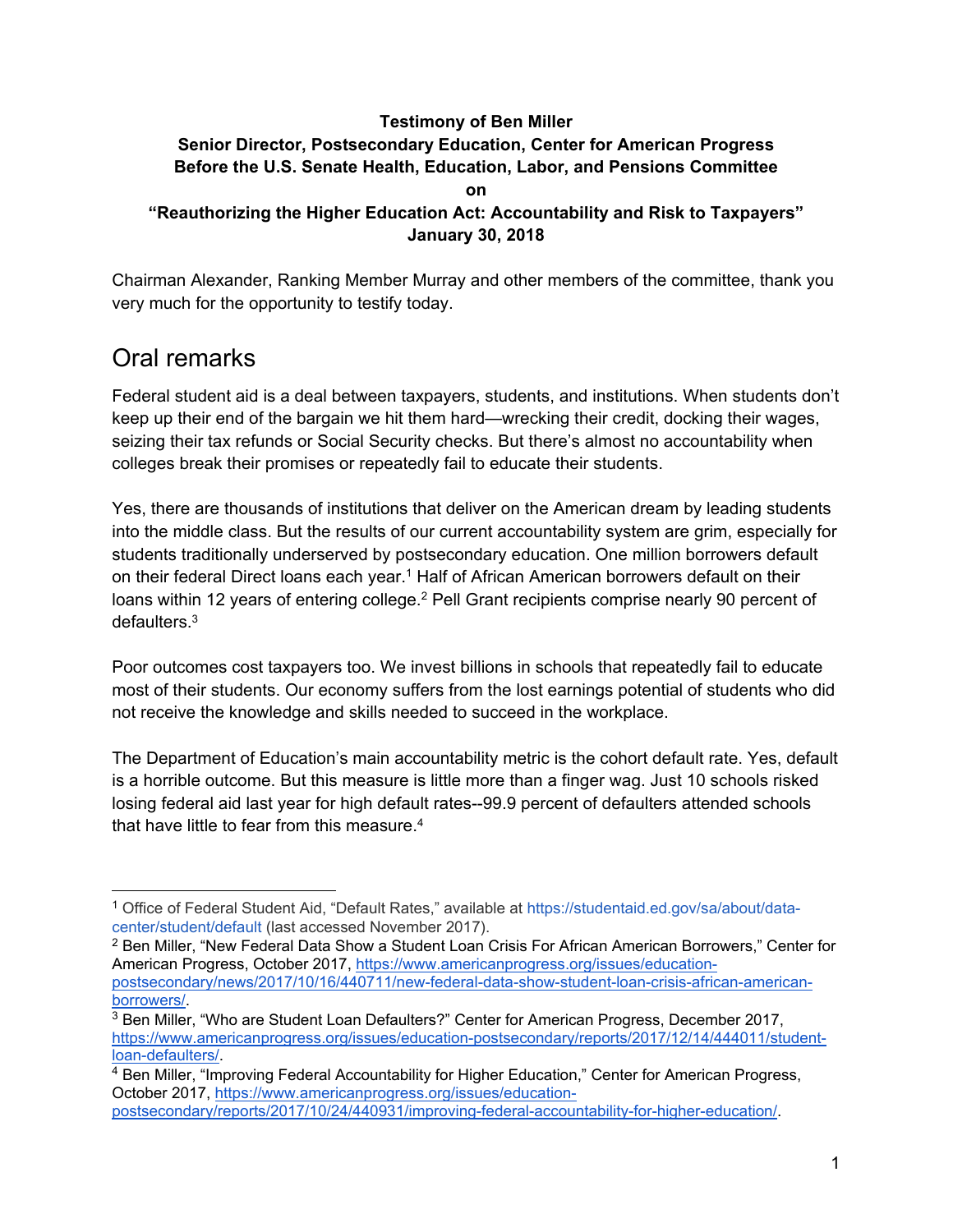**Testimony of Ben Miller**
**Senior Director, Postsecondary Education, Center for American Progress**
**Before the U.S. Senate Health, Education, Labor, and Pensions Committee**
**on**
**"Reauthorizing the Higher Education Act: Accountability and Risk to Taxpayers"**
**January 30, 2018**

Chairman Alexander, Ranking Member Murray and other members of the committee, thank you very much for the opportunity to testify today.

## Oral remarks

Federal student aid is a deal between taxpayers, students, and institutions. When students don't keep up their end of the bargain we hit them hard—wrecking their credit, docking their wages, seizing their tax refunds or Social Security checks. But there's almost no accountability when colleges break their promises or repeatedly fail to educate their students.

Yes, there are thousands of institutions that deliver on the American dream by leading students into the middle class. But the results of our current accountability system are grim, especially for students traditionally underserved by postsecondary education. One million borrowers default on their federal Direct loans each year.[1] Half of African American borrowers default on their loans within 12 years of entering college.[2] Pell Grant recipients comprise nearly 90 percent of defaulters.[3]

Poor outcomes cost taxpayers too. We invest billions in schools that repeatedly fail to educate most of their students. Our economy suffers from the lost earnings potential of students who did not receive the knowledge and skills needed to succeed in the workplace.

The Department of Education's main accountability metric is the cohort default rate. Yes, default is a horrible outcome. But this measure is little more than a finger wag. Just 10 schools risked losing federal aid last year for high default rates--99.9 percent of defaulters attended schools that have little to fear from this measure.[4]

---

[1] Office of Federal Student Aid, "Default Rates," available at https://studentaid.ed.gov/sa/about/data-center/student/default (last accessed November 2017).

[2] Ben Miller, "New Federal Data Show a Student Loan Crisis For African American Borrowers," Center for American Progress, October 2017, https://www.americanprogress.org/issues/education-postsecondary/news/2017/10/16/440711/new-federal-data-show-student-loan-crisis-african-american-borrowers/.

[3] Ben Miller, "Who are Student Loan Defaulters?" Center for American Progress, December 2017, https://www.americanprogress.org/issues/education-postsecondary/reports/2017/12/14/444011/student-loan-defaulters/.

[4] Ben Miller, "Improving Federal Accountability for Higher Education," Center for American Progress, October 2017, https://www.americanprogress.org/issues/education-postsecondary/reports/2017/10/24/440931/improving-federal-accountability-for-higher-education/.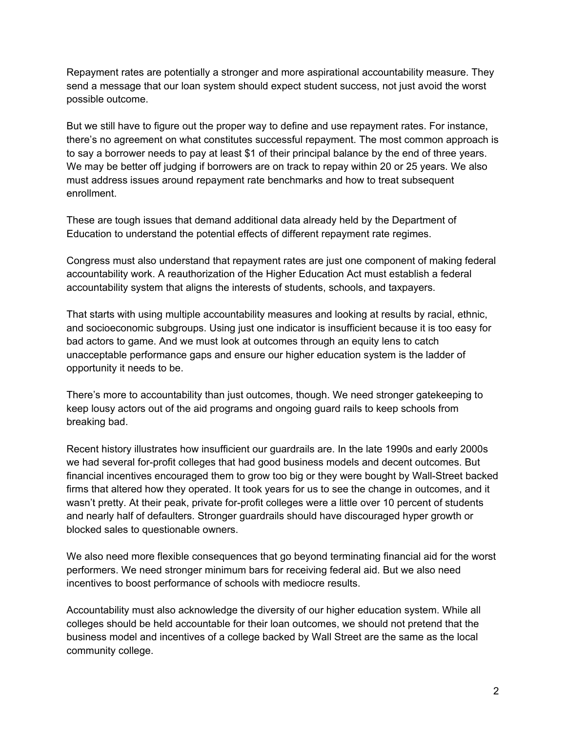Repayment rates are potentially a stronger and more aspirational accountability measure. They send a message that our loan system should expect student success, not just avoid the worst possible outcome.

But we still have to figure out the proper way to define and use repayment rates. For instance, there's no agreement on what constitutes successful repayment. The most common approach is to say a borrower needs to pay at least $1 of their principal balance by the end of three years. We may be better off judging if borrowers are on track to repay within 20 or 25 years. We also must address issues around repayment rate benchmarks and how to treat subsequent enrollment.

These are tough issues that demand additional data already held by the Department of Education to understand the potential effects of different repayment rate regimes.

Congress must also understand that repayment rates are just one component of making federal accountability work. A reauthorization of the Higher Education Act must establish a federal accountability system that aligns the interests of students, schools, and taxpayers.

That starts with using multiple accountability measures and looking at results by racial, ethnic, and socioeconomic subgroups. Using just one indicator is insufficient because it is too easy for bad actors to game. And we must look at outcomes through an equity lens to catch unacceptable performance gaps and ensure our higher education system is the ladder of opportunity it needs to be.

There's more to accountability than just outcomes, though. We need stronger gatekeeping to keep lousy actors out of the aid programs and ongoing guard rails to keep schools from breaking bad.

Recent history illustrates how insufficient our guardrails are. In the late 1990s and early 2000s we had several for-profit colleges that had good business models and decent outcomes. But financial incentives encouraged them to grow too big or they were bought by Wall-Street backed firms that altered how they operated. It took years for us to see the change in outcomes, and it wasn't pretty. At their peak, private for-profit colleges were a little over 10 percent of students and nearly half of defaulters. Stronger guardrails should have discouraged hyper growth or blocked sales to questionable owners.

We also need more flexible consequences that go beyond terminating financial aid for the worst performers. We need stronger minimum bars for receiving federal aid. But we also need incentives to boost performance of schools with mediocre results.

Accountability must also acknowledge the diversity of our higher education system. While all colleges should be held accountable for their loan outcomes, we should not pretend that the business model and incentives of a college backed by Wall Street are the same as the local community college.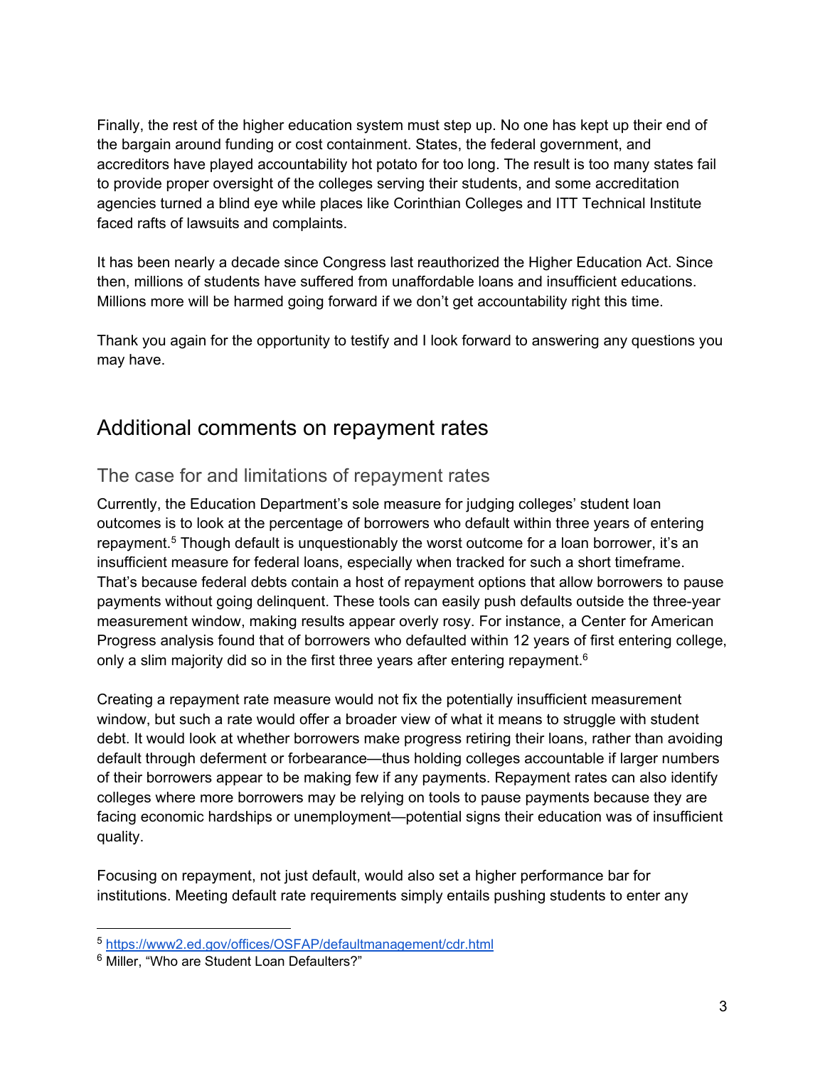Finally, the rest of the higher education system must step up. No one has kept up their end of the bargain around funding or cost containment. States, the federal government, and accreditors have played accountability hot potato for too long. The result is too many states fail to provide proper oversight of the colleges serving their students, and some accreditation agencies turned a blind eye while places like Corinthian Colleges and ITT Technical Institute faced rafts of lawsuits and complaints.

It has been nearly a decade since Congress last reauthorized the Higher Education Act. Since then, millions of students have suffered from unaffordable loans and insufficient educations. Millions more will be harmed going forward if we don't get accountability right this time.

Thank you again for the opportunity to testify and I look forward to answering any questions you may have.

# Additional comments on repayment rates

## The case for and limitations of repayment rates

Currently, the Education Department's sole measure for judging colleges' student loan outcomes is to look at the percentage of borrowers who default within three years of entering repayment.[5] Though default is unquestionably the worst outcome for a loan borrower, it's an insufficient measure for federal loans, especially when tracked for such a short timeframe. That's because federal debts contain a host of repayment options that allow borrowers to pause payments without going delinquent. These tools can easily push defaults outside the three-year measurement window, making results appear overly rosy. For instance, a Center for American Progress analysis found that of borrowers who defaulted within 12 years of first entering college, only a slim majority did so in the first three years after entering repayment.[6]

Creating a repayment rate measure would not fix the potentially insufficient measurement window, but such a rate would offer a broader view of what it means to struggle with student debt. It would look at whether borrowers make progress retiring their loans, rather than avoiding default through deferment or forbearance—thus holding colleges accountable if larger numbers of their borrowers appear to be making few if any payments. Repayment rates can also identify colleges where more borrowers may be relying on tools to pause payments because they are facing economic hardships or unemployment—potential signs their education was of insufficient quality.

Focusing on repayment, not just default, would also set a higher performance bar for institutions. Meeting default rate requirements simply entails pushing students to enter any

---

[5] https://www2.ed.gov/offices/OSFAP/defaultmanagement/cdr.html

[6] Miller, "Who are Student Loan Defaulters?"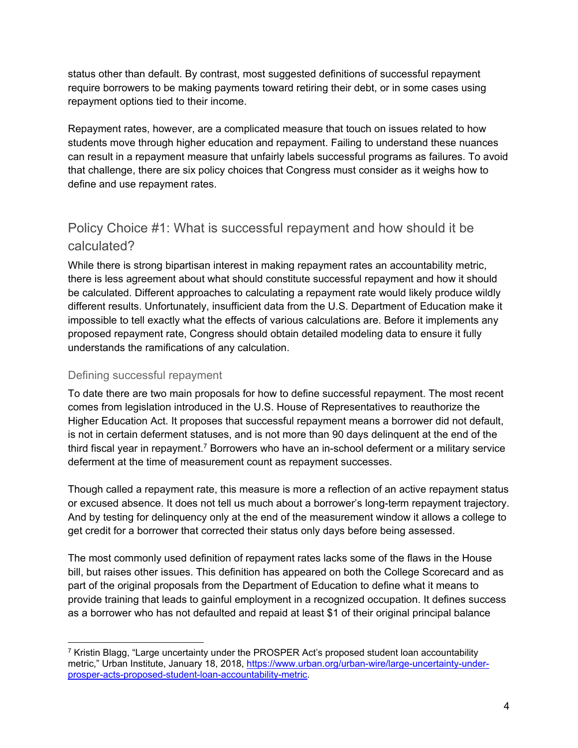status other than default. By contrast, most suggested definitions of successful repayment require borrowers to be making payments toward retiring their debt, or in some cases using repayment options tied to their income.

Repayment rates, however, are a complicated measure that touch on issues related to how students move through higher education and repayment. Failing to understand these nuances can result in a repayment measure that unfairly labels successful programs as failures. To avoid that challenge, there are six policy choices that Congress must consider as it weighs how to define and use repayment rates.

## Policy Choice #1: What is successful repayment and how should it be calculated?

While there is strong bipartisan interest in making repayment rates an accountability metric, there is less agreement about what should constitute successful repayment and how it should be calculated. Different approaches to calculating a repayment rate would likely produce wildly different results. Unfortunately, insufficient data from the U.S. Department of Education make it impossible to tell exactly what the effects of various calculations are. Before it implements any proposed repayment rate, Congress should obtain detailed modeling data to ensure it fully understands the ramifications of any calculation.

### Defining successful repayment

To date there are two main proposals for how to define successful repayment. The most recent comes from legislation introduced in the U.S. House of Representatives to reauthorize the Higher Education Act. It proposes that successful repayment means a borrower did not default, is not in certain deferment statuses, and is not more than 90 days delinquent at the end of the third fiscal year in repayment.[7] Borrowers who have an in-school deferment or a military service deferment at the time of measurement count as repayment successes.

Though called a repayment rate, this measure is more a reflection of an active repayment status or excused absence. It does not tell us much about a borrower's long-term repayment trajectory. And by testing for delinquency only at the end of the measurement window it allows a college to get credit for a borrower that corrected their status only days before being assessed.

The most commonly used definition of repayment rates lacks some of the flaws in the House bill, but raises other issues. This definition has appeared on both the College Scorecard and as part of the original proposals from the Department of Education to define what it means to provide training that leads to gainful employment in a recognized occupation. It defines success as a borrower who has not defaulted and repaid at least $1 of their original principal balance

---

[7] Kristin Blagg, "Large uncertainty under the PROSPER Act's proposed student loan accountability metric," Urban Institute, January 18, 2018, https://www.urban.org/urban-wire/large-uncertainty-under-prosper-acts-proposed-student-loan-accountability-metric.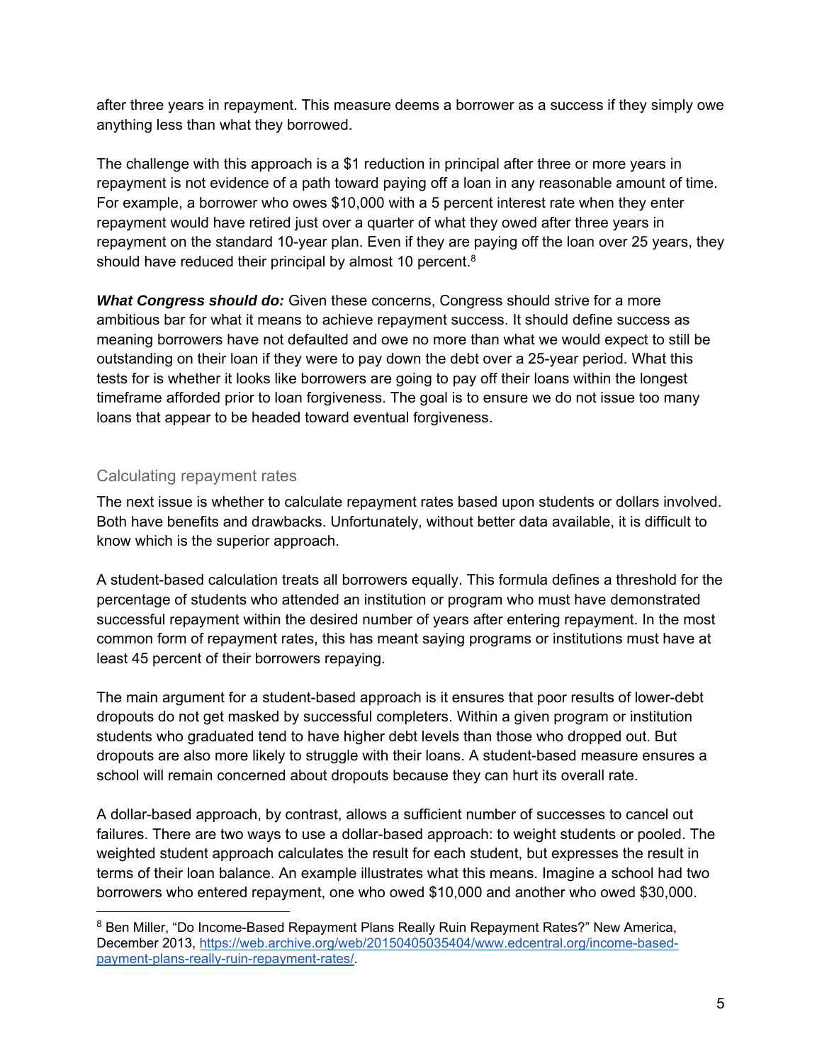after three years in repayment. This measure deems a borrower as a success if they simply owe anything less than what they borrowed.

The challenge with this approach is a $1 reduction in principal after three or more years in repayment is not evidence of a path toward paying off a loan in any reasonable amount of time. For example, a borrower who owes $10,000 with a 5 percent interest rate when they enter repayment would have retired just over a quarter of what they owed after three years in repayment on the standard 10-year plan. Even if they are paying off the loan over 25 years, they should have reduced their principal by almost 10 percent.[8]

***What Congress should do:*** Given these concerns, Congress should strive for a more ambitious bar for what it means to achieve repayment success. It should define success as meaning borrowers have not defaulted and owe no more than what we would expect to still be outstanding on their loan if they were to pay down the debt over a 25-year period. What this tests for is whether it looks like borrowers are going to pay off their loans within the longest timeframe afforded prior to loan forgiveness. The goal is to ensure we do not issue too many loans that appear to be headed toward eventual forgiveness.

## Calculating repayment rates

The next issue is whether to calculate repayment rates based upon students or dollars involved. Both have benefits and drawbacks. Unfortunately, without better data available, it is difficult to know which is the superior approach.

A student-based calculation treats all borrowers equally. This formula defines a threshold for the percentage of students who attended an institution or program who must have demonstrated successful repayment within the desired number of years after entering repayment. In the most common form of repayment rates, this has meant saying programs or institutions must have at least 45 percent of their borrowers repaying.

The main argument for a student-based approach is it ensures that poor results of lower-debt dropouts do not get masked by successful completers. Within a given program or institution students who graduated tend to have higher debt levels than those who dropped out. But dropouts are also more likely to struggle with their loans. A student-based measure ensures a school will remain concerned about dropouts because they can hurt its overall rate.

A dollar-based approach, by contrast, allows a sufficient number of successes to cancel out failures. There are two ways to use a dollar-based approach: to weight students or pooled. The weighted student approach calculates the result for each student, but expresses the result in terms of their loan balance. An example illustrates what this means. Imagine a school had two borrowers who entered repayment, one who owed $10,000 and another who owed $30,000.

---

[8] Ben Miller, "Do Income-Based Repayment Plans Really Ruin Repayment Rates?" New America, December 2013, https://web.archive.org/web/20150405035404/www.edcentral.org/income-based-payment-plans-really-ruin-repayment-rates/.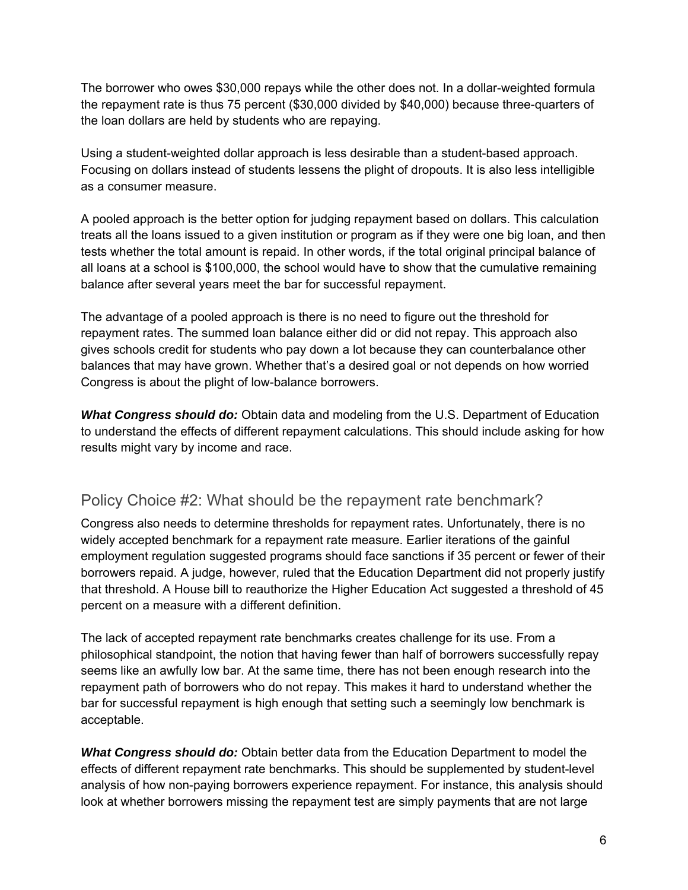The borrower who owes $30,000 repays while the other does not. In a dollar-weighted formula the repayment rate is thus 75 percent ($30,000 divided by $40,000) because three-quarters of the loan dollars are held by students who are repaying.

Using a student-weighted dollar approach is less desirable than a student-based approach. Focusing on dollars instead of students lessens the plight of dropouts. It is also less intelligible as a consumer measure.

A pooled approach is the better option for judging repayment based on dollars. This calculation treats all the loans issued to a given institution or program as if they were one big loan, and then tests whether the total amount is repaid. In other words, if the total original principal balance of all loans at a school is $100,000, the school would have to show that the cumulative remaining balance after several years meet the bar for successful repayment.

The advantage of a pooled approach is there is no need to figure out the threshold for repayment rates. The summed loan balance either did or did not repay. This approach also gives schools credit for students who pay down a lot because they can counterbalance other balances that may have grown. Whether that's a desired goal or not depends on how worried Congress is about the plight of low-balance borrowers.

***What Congress should do:*** Obtain data and modeling from the U.S. Department of Education to understand the effects of different repayment calculations. This should include asking for how results might vary by income and race.

## Policy Choice #2: What should be the repayment rate benchmark?

Congress also needs to determine thresholds for repayment rates. Unfortunately, there is no widely accepted benchmark for a repayment rate measure. Earlier iterations of the gainful employment regulation suggested programs should face sanctions if 35 percent or fewer of their borrowers repaid. A judge, however, ruled that the Education Department did not properly justify that threshold. A House bill to reauthorize the Higher Education Act suggested a threshold of 45 percent on a measure with a different definition.

The lack of accepted repayment rate benchmarks creates challenge for its use. From a philosophical standpoint, the notion that having fewer than half of borrowers successfully repay seems like an awfully low bar. At the same time, there has not been enough research into the repayment path of borrowers who do not repay. This makes it hard to understand whether the bar for successful repayment is high enough that setting such a seemingly low benchmark is acceptable.

***What Congress should do:*** Obtain better data from the Education Department to model the effects of different repayment rate benchmarks. This should be supplemented by student-level analysis of how non-paying borrowers experience repayment. For instance, this analysis should look at whether borrowers missing the repayment test are simply payments that are not large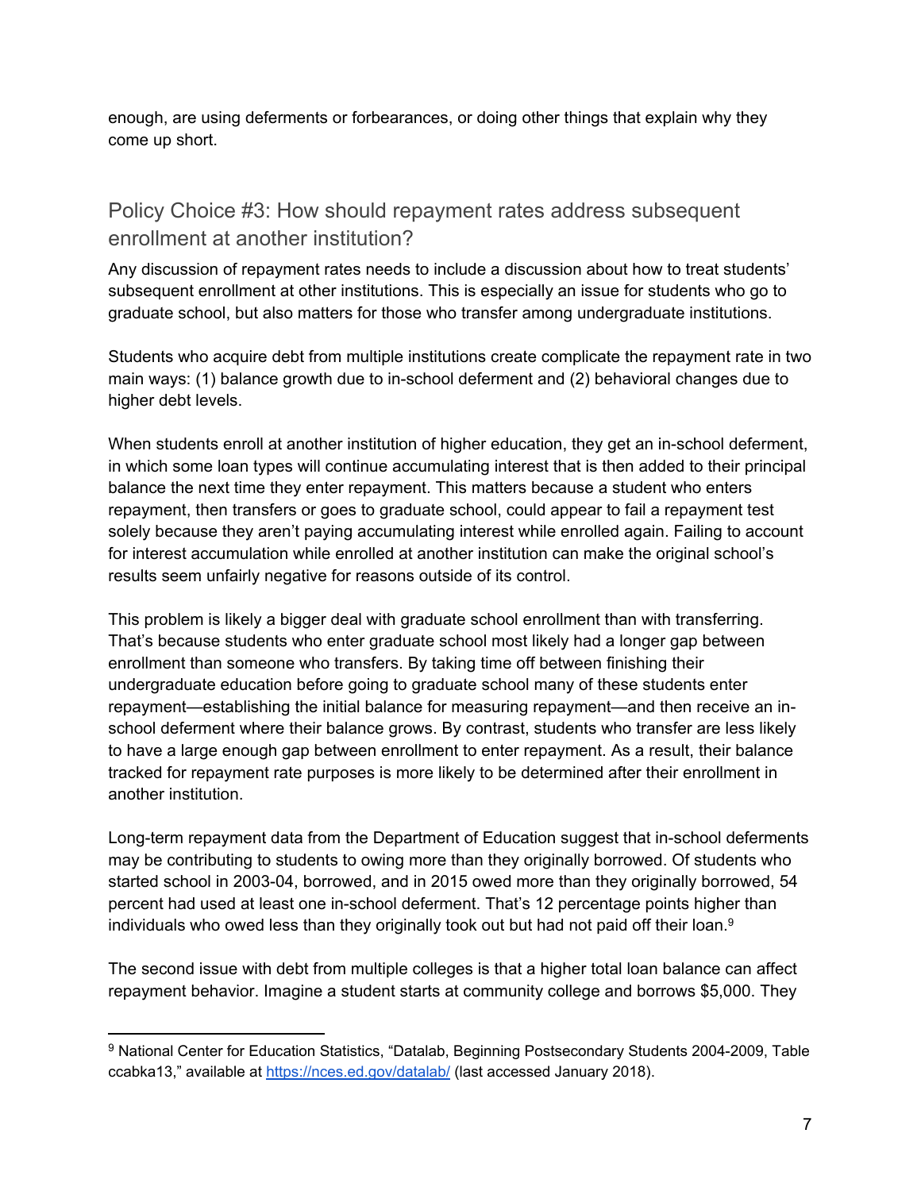enough, are using deferments or forbearances, or doing other things that explain why they come up short.

## Policy Choice #3: How should repayment rates address subsequent enrollment at another institution?

Any discussion of repayment rates needs to include a discussion about how to treat students' subsequent enrollment at other institutions. This is especially an issue for students who go to graduate school, but also matters for those who transfer among undergraduate institutions.

Students who acquire debt from multiple institutions create complicate the repayment rate in two main ways: (1) balance growth due to in-school deferment and (2) behavioral changes due to higher debt levels.

When students enroll at another institution of higher education, they get an in-school deferment, in which some loan types will continue accumulating interest that is then added to their principal balance the next time they enter repayment. This matters because a student who enters repayment, then transfers or goes to graduate school, could appear to fail a repayment test solely because they aren't paying accumulating interest while enrolled again. Failing to account for interest accumulation while enrolled at another institution can make the original school's results seem unfairly negative for reasons outside of its control.

This problem is likely a bigger deal with graduate school enrollment than with transferring. That's because students who enter graduate school most likely had a longer gap between enrollment than someone who transfers. By taking time off between finishing their undergraduate education before going to graduate school many of these students enter repayment—establishing the initial balance for measuring repayment—and then receive an in-school deferment where their balance grows. By contrast, students who transfer are less likely to have a large enough gap between enrollment to enter repayment. As a result, their balance tracked for repayment rate purposes is more likely to be determined after their enrollment in another institution.

Long-term repayment data from the Department of Education suggest that in-school deferments may be contributing to students to owing more than they originally borrowed. Of students who started school in 2003-04, borrowed, and in 2015 owed more than they originally borrowed, 54 percent had used at least one in-school deferment. That's 12 percentage points higher than individuals who owed less than they originally took out but had not paid off their loan.[9]

The second issue with debt from multiple colleges is that a higher total loan balance can affect repayment behavior. Imagine a student starts at community college and borrows $5,000. They

---

[9] National Center for Education Statistics, "Datalab, Beginning Postsecondary Students 2004-2009, Table ccabka13," available at https://nces.ed.gov/datalab/ (last accessed January 2018).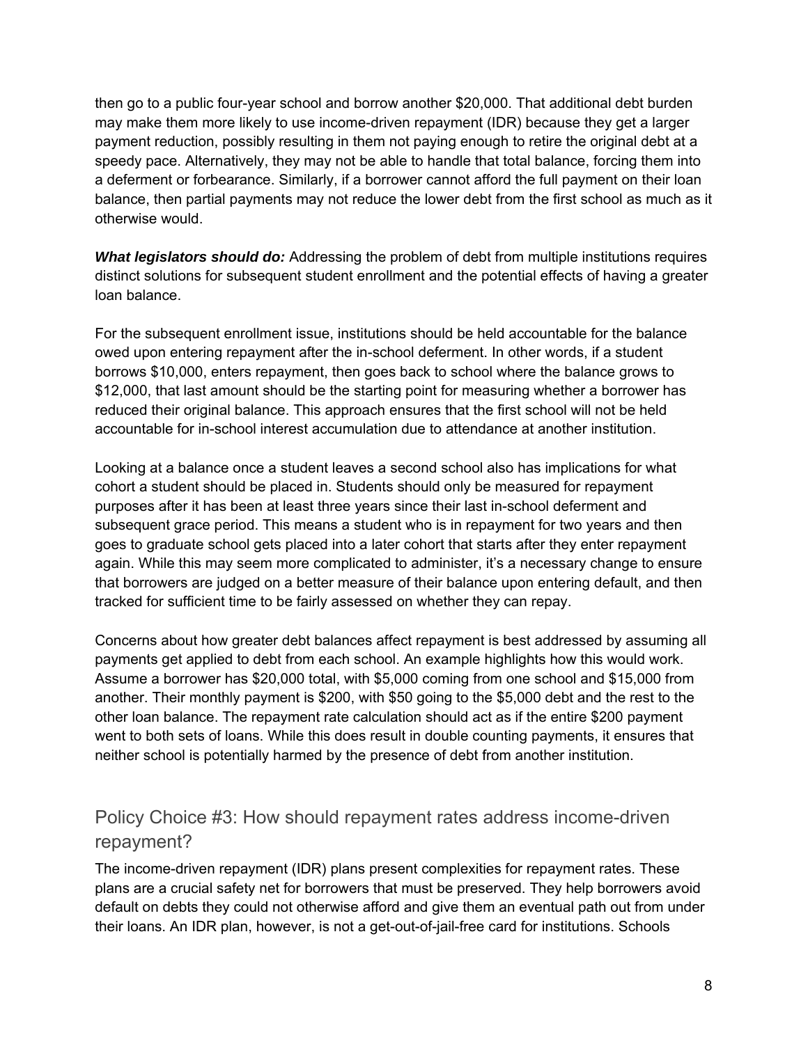then go to a public four-year school and borrow another $20,000. That additional debt burden may make them more likely to use income-driven repayment (IDR) because they get a larger payment reduction, possibly resulting in them not paying enough to retire the original debt at a speedy pace. Alternatively, they may not be able to handle that total balance, forcing them into a deferment or forbearance. Similarly, if a borrower cannot afford the full payment on their loan balance, then partial payments may not reduce the lower debt from the first school as much as it otherwise would.

***What legislators should do:*** Addressing the problem of debt from multiple institutions requires distinct solutions for subsequent student enrollment and the potential effects of having a greater loan balance.

For the subsequent enrollment issue, institutions should be held accountable for the balance owed upon entering repayment after the in-school deferment. In other words, if a student borrows $10,000, enters repayment, then goes back to school where the balance grows to $12,000, that last amount should be the starting point for measuring whether a borrower has reduced their original balance. This approach ensures that the first school will not be held accountable for in-school interest accumulation due to attendance at another institution.

Looking at a balance once a student leaves a second school also has implications for what cohort a student should be placed in. Students should only be measured for repayment purposes after it has been at least three years since their last in-school deferment and subsequent grace period. This means a student who is in repayment for two years and then goes to graduate school gets placed into a later cohort that starts after they enter repayment again. While this may seem more complicated to administer, it's a necessary change to ensure that borrowers are judged on a better measure of their balance upon entering default, and then tracked for sufficient time to be fairly assessed on whether they can repay.

Concerns about how greater debt balances affect repayment is best addressed by assuming all payments get applied to debt from each school. An example highlights how this would work. Assume a borrower has $20,000 total, with $5,000 coming from one school and $15,000 from another. Their monthly payment is $200, with $50 going to the $5,000 debt and the rest to the other loan balance. The repayment rate calculation should act as if the entire $200 payment went to both sets of loans. While this does result in double counting payments, it ensures that neither school is potentially harmed by the presence of debt from another institution.

## Policy Choice #3: How should repayment rates address income-driven repayment?

The income-driven repayment (IDR) plans present complexities for repayment rates. These plans are a crucial safety net for borrowers that must be preserved. They help borrowers avoid default on debts they could not otherwise afford and give them an eventual path out from under their loans. An IDR plan, however, is not a get-out-of-jail-free card for institutions. Schools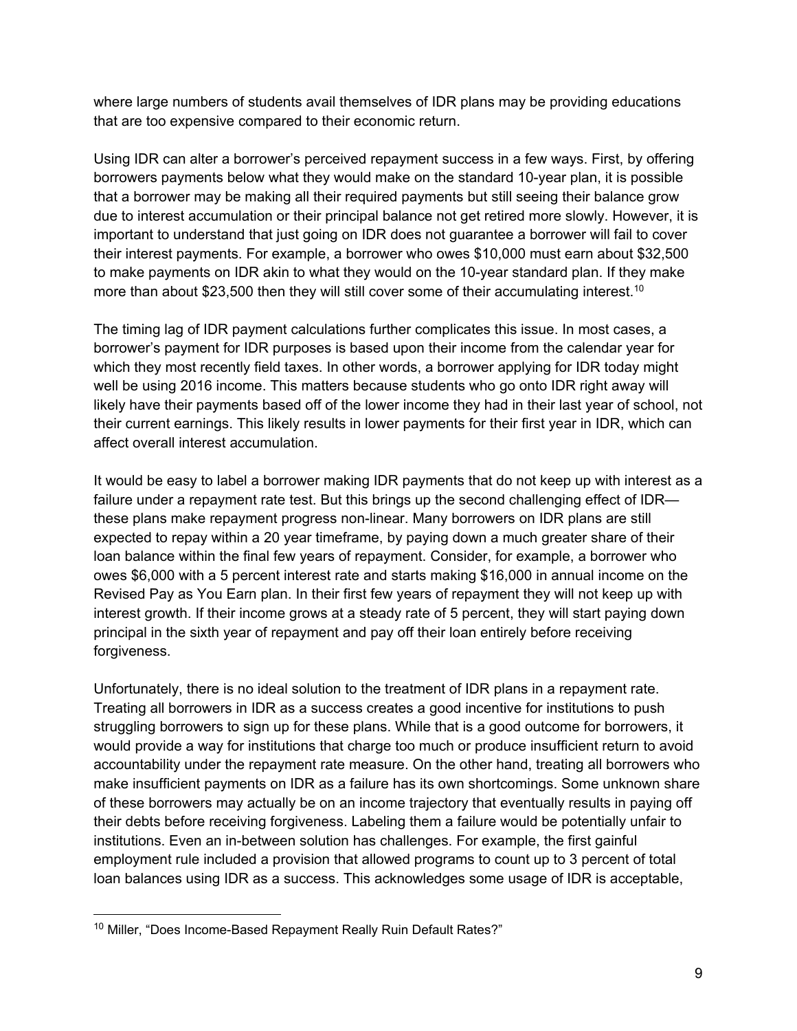where large numbers of students avail themselves of IDR plans may be providing educations that are too expensive compared to their economic return.

Using IDR can alter a borrower's perceived repayment success in a few ways. First, by offering borrowers payments below what they would make on the standard 10-year plan, it is possible that a borrower may be making all their required payments but still seeing their balance grow due to interest accumulation or their principal balance not get retired more slowly. However, it is important to understand that just going on IDR does not guarantee a borrower will fail to cover their interest payments. For example, a borrower who owes $10,000 must earn about $32,500 to make payments on IDR akin to what they would on the 10-year standard plan. If they make more than about $23,500 then they will still cover some of their accumulating interest.[10]

The timing lag of IDR payment calculations further complicates this issue. In most cases, a borrower's payment for IDR purposes is based upon their income from the calendar year for which they most recently field taxes. In other words, a borrower applying for IDR today might well be using 2016 income. This matters because students who go onto IDR right away will likely have their payments based off of the lower income they had in their last year of school, not their current earnings. This likely results in lower payments for their first year in IDR, which can affect overall interest accumulation.

It would be easy to label a borrower making IDR payments that do not keep up with interest as a failure under a repayment rate test. But this brings up the second challenging effect of IDR—these plans make repayment progress non-linear. Many borrowers on IDR plans are still expected to repay within a 20 year timeframe, by paying down a much greater share of their loan balance within the final few years of repayment. Consider, for example, a borrower who owes $6,000 with a 5 percent interest rate and starts making $16,000 in annual income on the Revised Pay as You Earn plan. In their first few years of repayment they will not keep up with interest growth. If their income grows at a steady rate of 5 percent, they will start paying down principal in the sixth year of repayment and pay off their loan entirely before receiving forgiveness.

Unfortunately, there is no ideal solution to the treatment of IDR plans in a repayment rate. Treating all borrowers in IDR as a success creates a good incentive for institutions to push struggling borrowers to sign up for these plans. While that is a good outcome for borrowers, it would provide a way for institutions that charge too much or produce insufficient return to avoid accountability under the repayment rate measure. On the other hand, treating all borrowers who make insufficient payments on IDR as a failure has its own shortcomings. Some unknown share of these borrowers may actually be on an income trajectory that eventually results in paying off their debts before receiving forgiveness. Labeling them a failure would be potentially unfair to institutions. Even an in-between solution has challenges. For example, the first gainful employment rule included a provision that allowed programs to count up to 3 percent of total loan balances using IDR as a success. This acknowledges some usage of IDR is acceptable,

---

[10] Miller, "Does Income-Based Repayment Really Ruin Default Rates?"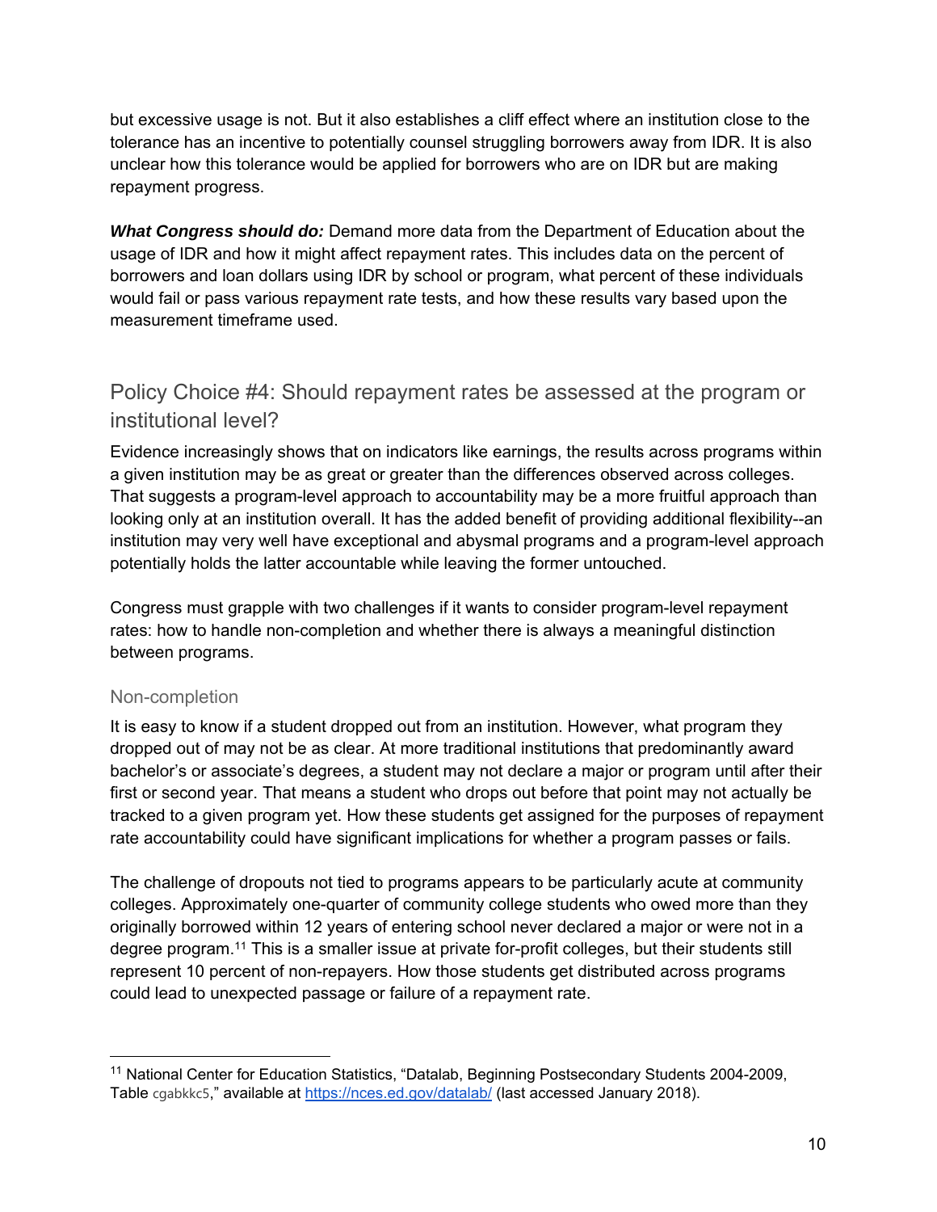but excessive usage is not. But it also establishes a cliff effect where an institution close to the tolerance has an incentive to potentially counsel struggling borrowers away from IDR. It is also unclear how this tolerance would be applied for borrowers who are on IDR but are making repayment progress.

***What Congress should do:*** Demand more data from the Department of Education about the usage of IDR and how it might affect repayment rates. This includes data on the percent of borrowers and loan dollars using IDR by school or program, what percent of these individuals would fail or pass various repayment rate tests, and how these results vary based upon the measurement timeframe used.

## Policy Choice #4: Should repayment rates be assessed at the program or institutional level?

Evidence increasingly shows that on indicators like earnings, the results across programs within a given institution may be as great or greater than the differences observed across colleges. That suggests a program-level approach to accountability may be a more fruitful approach than looking only at an institution overall. It has the added benefit of providing additional flexibility--an institution may very well have exceptional and abysmal programs and a program-level approach potentially holds the latter accountable while leaving the former untouched.

Congress must grapple with two challenges if it wants to consider program-level repayment rates: how to handle non-completion and whether there is always a meaningful distinction between programs.

### Non-completion

It is easy to know if a student dropped out from an institution. However, what program they dropped out of may not be as clear. At more traditional institutions that predominantly award bachelor's or associate's degrees, a student may not declare a major or program until after their first or second year. That means a student who drops out before that point may not actually be tracked to a given program yet. How these students get assigned for the purposes of repayment rate accountability could have significant implications for whether a program passes or fails.

The challenge of dropouts not tied to programs appears to be particularly acute at community colleges. Approximately one-quarter of community college students who owed more than they originally borrowed within 12 years of entering school never declared a major or were not in a degree program.[11] This is a smaller issue at private for-profit colleges, but their students still represent 10 percent of non-repayers. How those students get distributed across programs could lead to unexpected passage or failure of a repayment rate.

---

[11] National Center for Education Statistics, "Datalab, Beginning Postsecondary Students 2004-2009, Table cgabkkc5," available at https://nces.ed.gov/datalab/ (last accessed January 2018).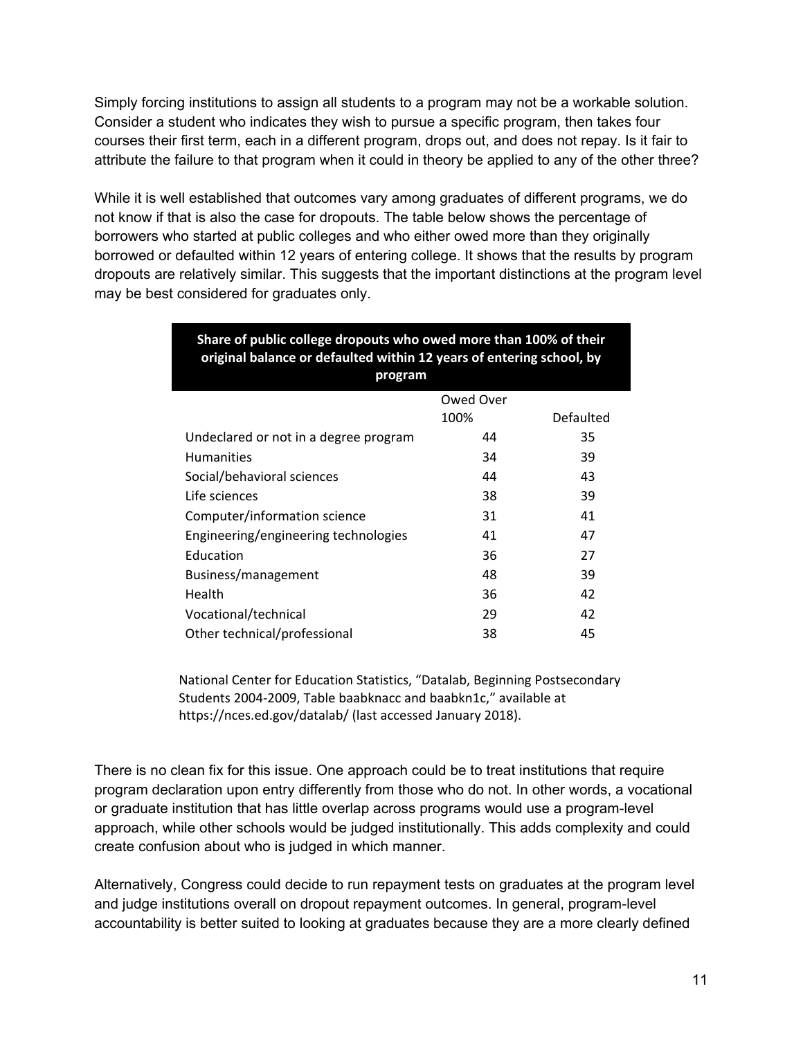Simply forcing institutions to assign all students to a program may not be a workable solution. Consider a student who indicates they wish to pursue a specific program, then takes four courses their first term, each in a different program, drops out, and does not repay. Is it fair to attribute the failure to that program when it could in theory be applied to any of the other three?

While it is well established that outcomes vary among graduates of different programs, we do not know if that is also the case for dropouts. The table below shows the percentage of borrowers who started at public colleges and who either owed more than they originally borrowed or defaulted within 12 years of entering college. It shows that the results by program dropouts are relatively similar. This suggests that the important distinctions at the program level may be best considered for graduates only.

**Share of public college dropouts who owed more than 100% of their original balance or defaulted within 12 years of entering school, by program**

| | Owed Over 100% | Defaulted |
|---|---|---|
| Undeclared or not in a degree program | 44 | 35 |
| Humanities | 34 | 39 |
| Social/behavioral sciences | 44 | 43 |
| Life sciences | 38 | 39 |
| Computer/information science | 31 | 41 |
| Engineering/engineering technologies | 41 | 47 |
| Education | 36 | 27 |
| Business/management | 48 | 39 |
| Health | 36 | 42 |
| Vocational/technical | 29 | 42 |
| Other technical/professional | 38 | 45 |

National Center for Education Statistics, "Datalab, Beginning Postsecondary Students 2004-2009, Table baabknacc and baabkn1c," available at https://nces.ed.gov/datalab/ (last accessed January 2018).

There is no clean fix for this issue. One approach could be to treat institutions that require program declaration upon entry differently from those who do not. In other words, a vocational or graduate institution that has little overlap across programs would use a program-level approach, while other schools would be judged institutionally. This adds complexity and could create confusion about who is judged in which manner.

Alternatively, Congress could decide to run repayment tests on graduates at the program level and judge institutions overall on dropout repayment outcomes. In general, program-level accountability is better suited to looking at graduates because they are a more clearly defined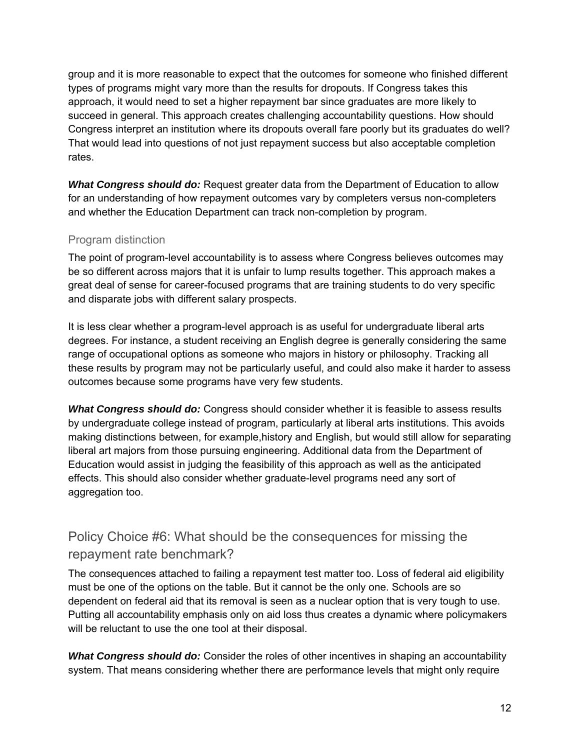group and it is more reasonable to expect that the outcomes for someone who finished different types of programs might vary more than the results for dropouts. If Congress takes this approach, it would need to set a higher repayment bar since graduates are more likely to succeed in general. This approach creates challenging accountability questions. How should Congress interpret an institution where its dropouts overall fare poorly but its graduates do well? That would lead into questions of not just repayment success but also acceptable completion rates.

***What Congress should do:*** Request greater data from the Department of Education to allow for an understanding of how repayment outcomes vary by completers versus non-completers and whether the Education Department can track non-completion by program.

### Program distinction

The point of program-level accountability is to assess where Congress believes outcomes may be so different across majors that it is unfair to lump results together. This approach makes a great deal of sense for career-focused programs that are training students to do very specific and disparate jobs with different salary prospects.

It is less clear whether a program-level approach is as useful for undergraduate liberal arts degrees. For instance, a student receiving an English degree is generally considering the same range of occupational options as someone who majors in history or philosophy. Tracking all these results by program may not be particularly useful, and could also make it harder to assess outcomes because some programs have very few students.

***What Congress should do:*** Congress should consider whether it is feasible to assess results by undergraduate college instead of program, particularly at liberal arts institutions. This avoids making distinctions between, for example,history and English, but would still allow for separating liberal art majors from those pursuing engineering. Additional data from the Department of Education would assist in judging the feasibility of this approach as well as the anticipated effects. This should also consider whether graduate-level programs need any sort of aggregation too.

## Policy Choice #6: What should be the consequences for missing the repayment rate benchmark?

The consequences attached to failing a repayment test matter too. Loss of federal aid eligibility must be one of the options on the table. But it cannot be the only one. Schools are so dependent on federal aid that its removal is seen as a nuclear option that is very tough to use. Putting all accountability emphasis only on aid loss thus creates a dynamic where policymakers will be reluctant to use the one tool at their disposal.

***What Congress should do:*** Consider the roles of other incentives in shaping an accountability system. That means considering whether there are performance levels that might only require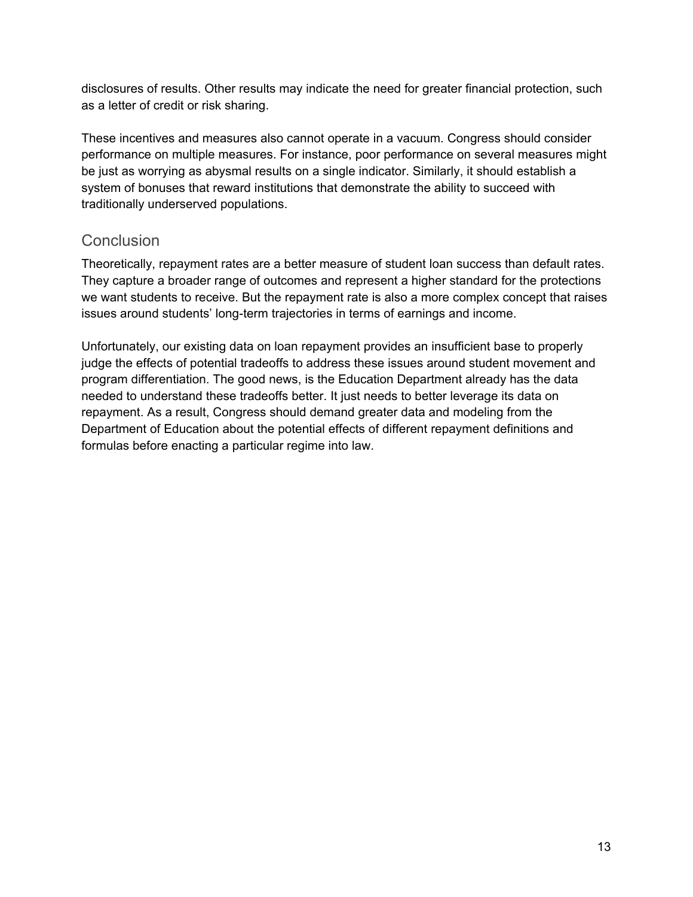disclosures of results. Other results may indicate the need for greater financial protection, such as a letter of credit or risk sharing.

These incentives and measures also cannot operate in a vacuum. Congress should consider performance on multiple measures. For instance, poor performance on several measures might be just as worrying as abysmal results on a single indicator. Similarly, it should establish a system of bonuses that reward institutions that demonstrate the ability to succeed with traditionally underserved populations.

## Conclusion

Theoretically, repayment rates are a better measure of student loan success than default rates. They capture a broader range of outcomes and represent a higher standard for the protections we want students to receive. But the repayment rate is also a more complex concept that raises issues around students' long-term trajectories in terms of earnings and income.

Unfortunately, our existing data on loan repayment provides an insufficient base to properly judge the effects of potential tradeoffs to address these issues around student movement and program differentiation. The good news, is the Education Department already has the data needed to understand these tradeoffs better. It just needs to better leverage its data on repayment. As a result, Congress should demand greater data and modeling from the Department of Education about the potential effects of different repayment definitions and formulas before enacting a particular regime into law.